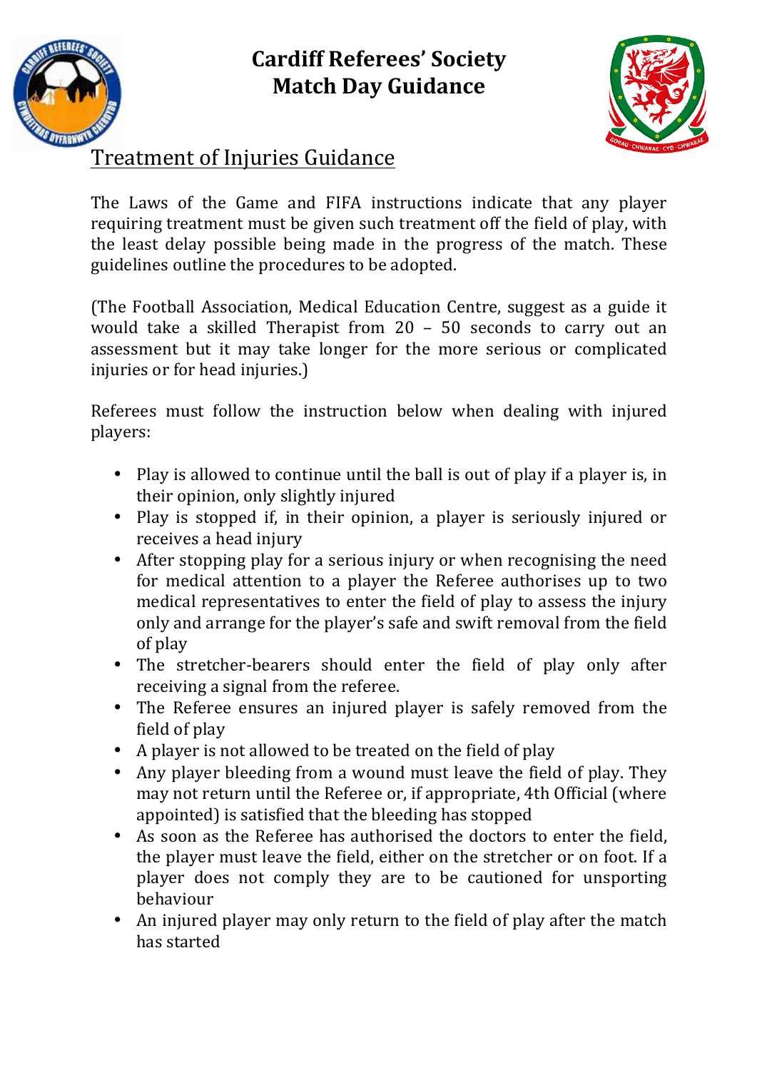# Cardiff Referees' Society
# Match Day Guidance

## Treatment of Injuries Guidance

The Laws of the Game and FIFA instructions indicate that any player requiring treatment must be given such treatment off the field of play, with the least delay possible being made in the progress of the match. These guidelines outline the procedures to be adopted.

(The Football Association, Medical Education Centre, suggest as a guide it would take a skilled Therapist from 20 – 50 seconds to carry out an assessment but it may take longer for the more serious or complicated injuries or for head injuries.)

Referees must follow the instruction below when dealing with injured players:

- Play is allowed to continue until the ball is out of play if a player is, in their opinion, only slightly injured
- Play is stopped if, in their opinion, a player is seriously injured or receives a head injury
- After stopping play for a serious injury or when recognising the need for medical attention to a player the Referee authorises up to two medical representatives to enter the field of play to assess the injury only and arrange for the player's safe and swift removal from the field of play
- The stretcher-bearers should enter the field of play only after receiving a signal from the referee.
- The Referee ensures an injured player is safely removed from the field of play
- A player is not allowed to be treated on the field of play
- Any player bleeding from a wound must leave the field of play. They may not return until the Referee or, if appropriate, 4th Official (where appointed) is satisfied that the bleeding has stopped
- As soon as the Referee has authorised the doctors to enter the field, the player must leave the field, either on the stretcher or on foot. If a player does not comply they are to be cautioned for unsporting behaviour
- An injured player may only return to the field of play after the match has started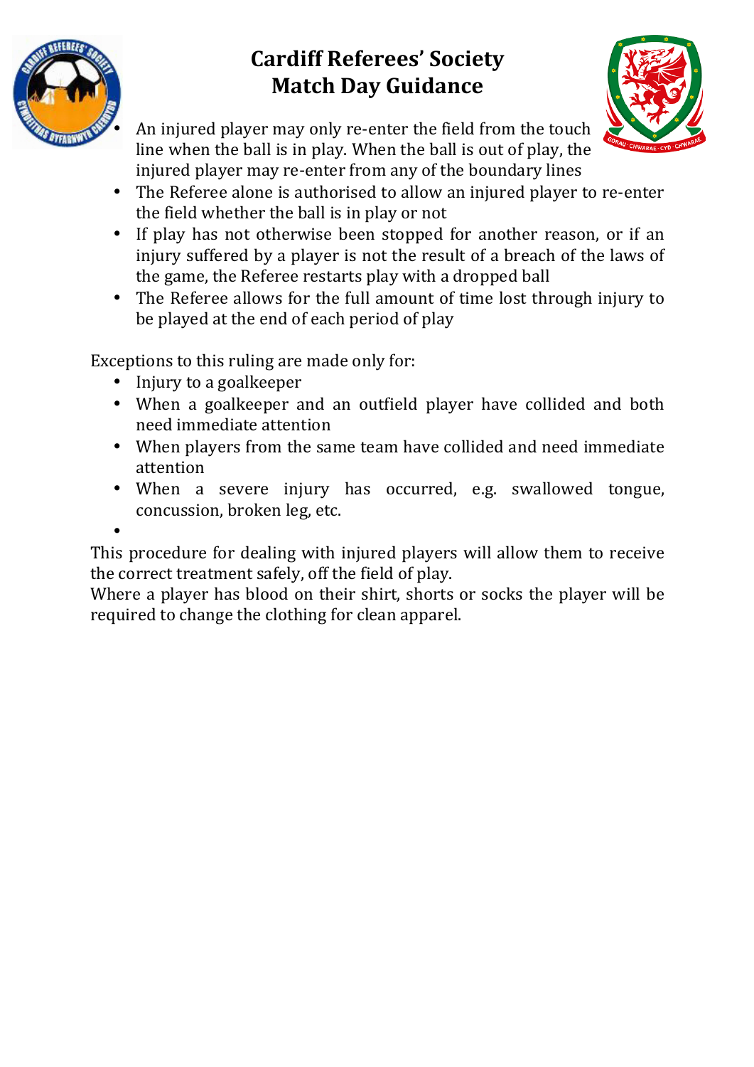# Cardiff Referees' Society
# Match Day Guidance

- An injured player may only re-enter the field from the touch line when the ball is in play. When the ball is out of play, the injured player may re-enter from any of the boundary lines
- The Referee alone is authorised to allow an injured player to re-enter the field whether the ball is in play or not
- If play has not otherwise been stopped for another reason, or if an injury suffered by a player is not the result of a breach of the laws of the game, the Referee restarts play with a dropped ball
- The Referee allows for the full amount of time lost through injury to be played at the end of each period of play

Exceptions to this ruling are made only for:

- Injury to a goalkeeper
- When a goalkeeper and an outfield player have collided and both need immediate attention
- When players from the same team have collided and need immediate attention
- When a severe injury has occurred, e.g. swallowed tongue, concussion, broken leg, etc.

This procedure for dealing with injured players will allow them to receive the correct treatment safely, off the field of play.

Where a player has blood on their shirt, shorts or socks the player will be required to change the clothing for clean apparel.